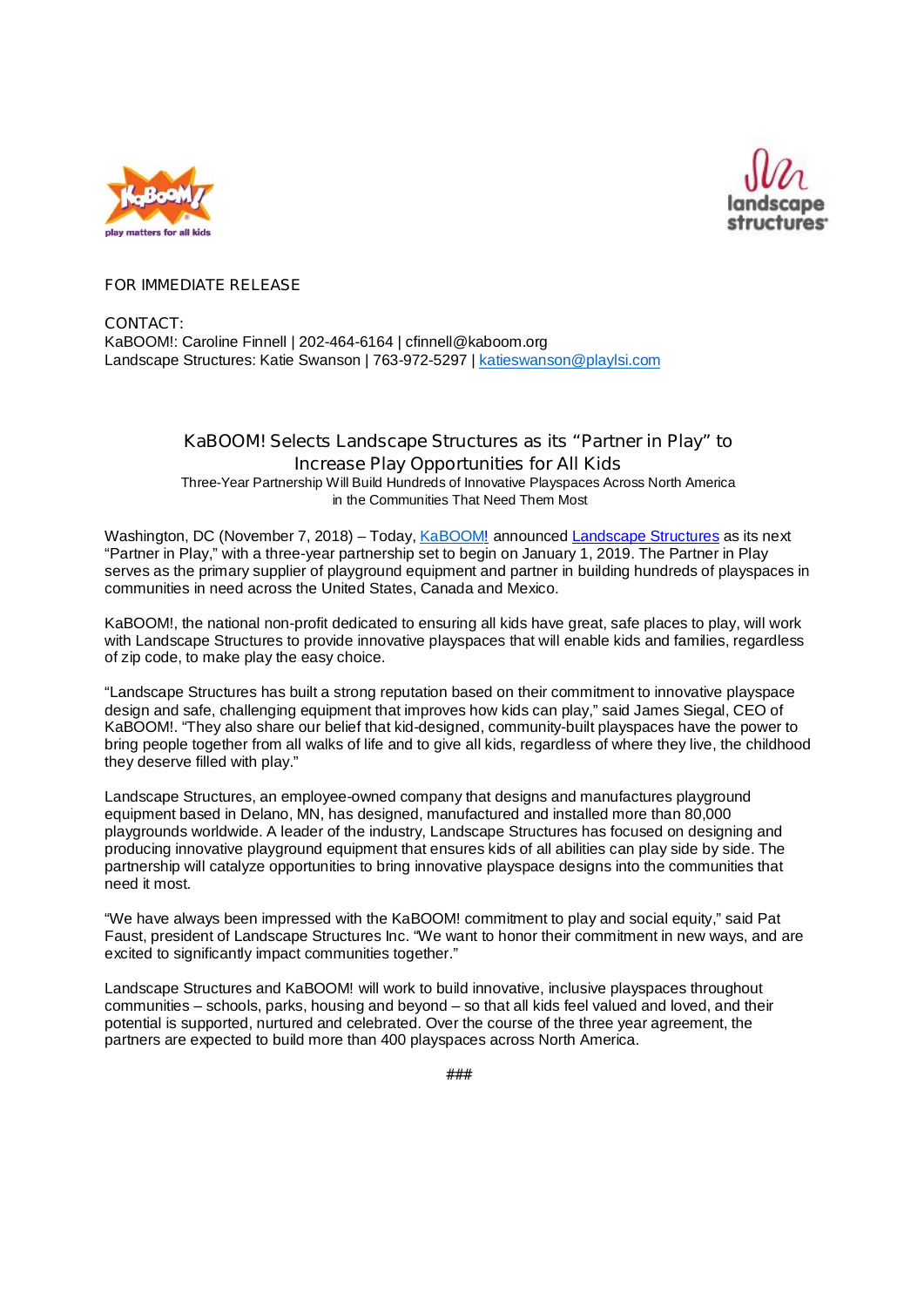FOR IMMEDIATE RELEASE

CONTACT:
KaBOOM!: Caroline Finnell | 202-464-6164 | cfinnell@kaboom.org
Landscape Structures: Katie Swanson | 763-972-5297 | katieswanson@playlsi.com

# KaBOOM! Selects Landscape Structures as its "Partner in Play" to Increase Play Opportunities for All Kids

### Three-Year Partnership Will Build Hundreds of Innovative Playspaces Across North America in the Communities That Need Them Most

Washington, DC (November 7, 2018) – Today, KaBOOM! announced Landscape Structures as its next "Partner in Play," with a three-year partnership set to begin on January 1, 2019. The Partner in Play serves as the primary supplier of playground equipment and partner in building hundreds of playspaces in communities in need across the United States, Canada and Mexico.

KaBOOM!, the national non-profit dedicated to ensuring all kids have great, safe places to play, will work with Landscape Structures to provide innovative playspaces that will enable kids and families, regardless of zip code, to make play the easy choice.

"Landscape Structures has built a strong reputation based on their commitment to innovative playspace design and safe, challenging equipment that improves how kids can play," said James Siegal, CEO of KaBOOM!. "They also share our belief that kid-designed, community-built playspaces have the power to bring people together from all walks of life and to give all kids, regardless of where they live, the childhood they deserve filled with play."

Landscape Structures, an employee-owned company that designs and manufactures playground equipment based in Delano, MN, has designed, manufactured and installed more than 80,000 playgrounds worldwide. A leader of the industry, Landscape Structures has focused on designing and producing innovative playground equipment that ensures kids of all abilities can play side by side. The partnership will catalyze opportunities to bring innovative playspace designs into the communities that need it most.

"We have always been impressed with the KaBOOM! commitment to play and social equity," said Pat Faust, president of Landscape Structures Inc. "We want to honor their commitment in new ways, and are excited to significantly impact communities together."

Landscape Structures and KaBOOM! will work to build innovative, inclusive playspaces throughout communities – schools, parks, housing and beyond – so that all kids feel valued and loved, and their potential is supported, nurtured and celebrated. Over the course of the three year agreement, the partners are expected to build more than 400 playspaces across North America.

###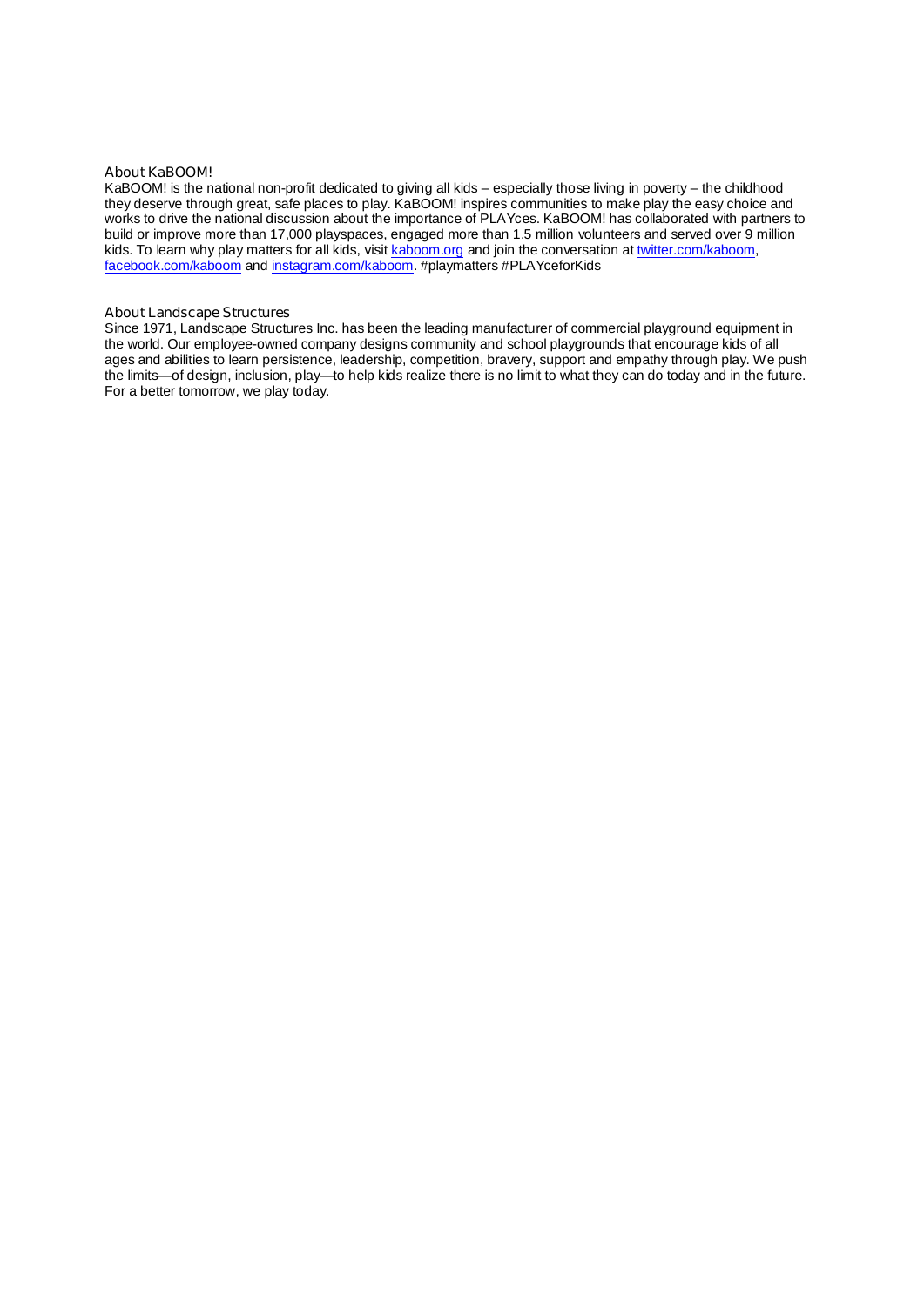### About KaBOOM!

KaBOOM! is the national non-profit dedicated to giving all kids – especially those living in poverty – the childhood they deserve through great, safe places to play. KaBOOM! inspires communities to make play the easy choice and works to drive the national discussion about the importance of PLAYces. KaBOOM! has collaborated with partners to build or improve more than 17,000 playspaces, engaged more than 1.5 million volunteers and served over 9 million kids. To learn why play matters for all kids, visit [kaboom.org](http://kaboom.org) and join the conversation at [twitter.com/kaboom](http://twitter.com/kaboom), [facebook.com/kaboom](http://facebook.com/kaboom) and [instagram.com/kaboom](http://instagram.com/kaboom). #playmatters #PLAYceforKids

### About Landscape Structures

Since 1971, Landscape Structures Inc. has been the leading manufacturer of commercial playground equipment in the world. Our employee-owned company designs community and school playgrounds that encourage kids of all ages and abilities to learn persistence, leadership, competition, bravery, support and empathy through play. We push the limits—of design, inclusion, play—to help kids realize there is no limit to what they can do today and in the future. For a better tomorrow, we play today.